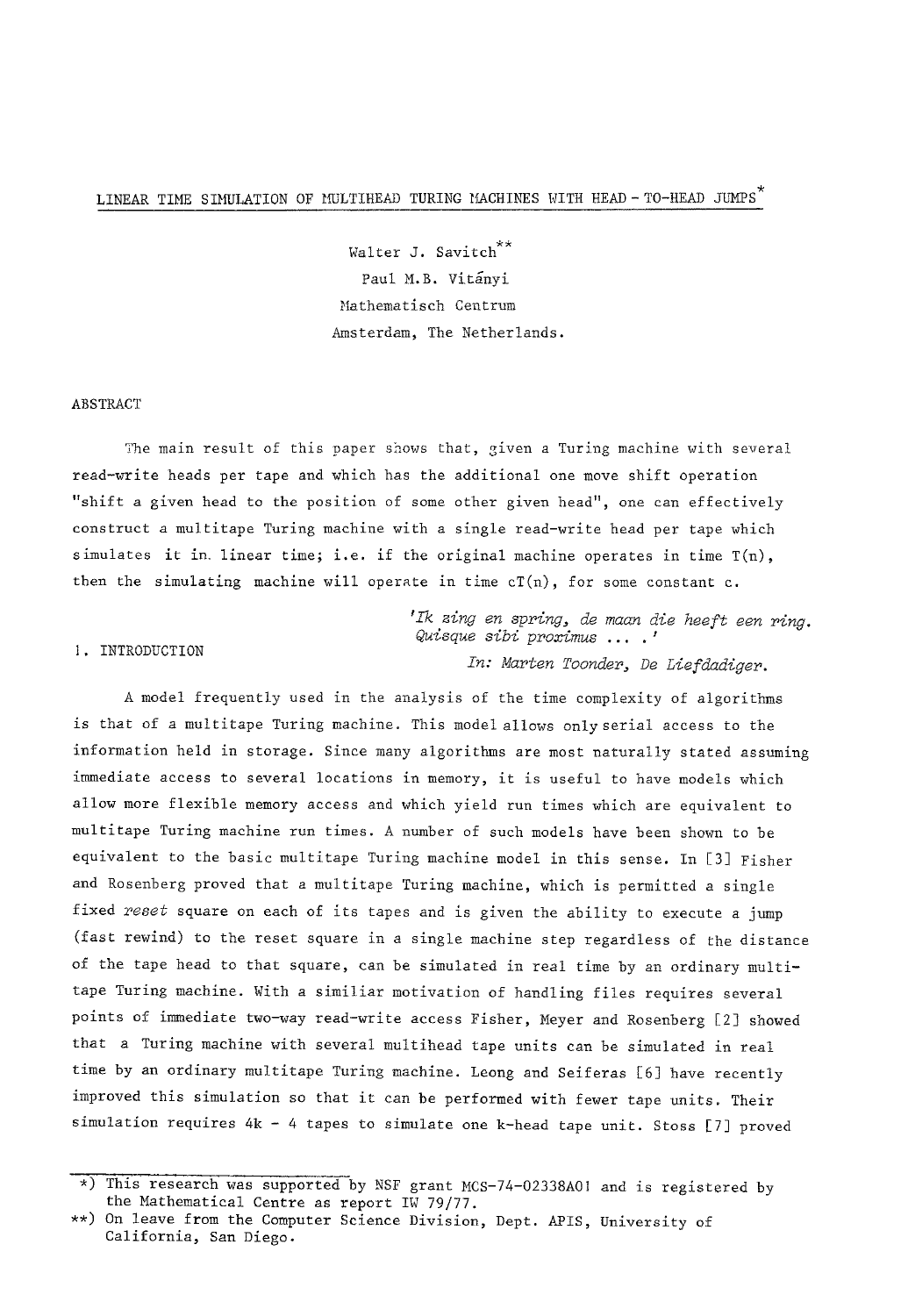# LINEAR TIME SIMULATION OF MULTIHEAD TURING MACHINES WITH HEAD - TO-HEAD JUMPS*

Walter J. Savitch**
Paul M.B. Vitányi
Mathematisch Centrum
Amsterdam, The Netherlands.

## ABSTRACT

The main result of this paper shows that, given a Turing machine with several read-write heads per tape and which has the additional one move shift operation "shift a given head to the position of some other given head", one can effectively construct a multitape Turing machine with a single read-write head per tape which simulates it in linear time; i.e. if the original machine operates in time $T(n)$, then the simulating machine will operate in time $cT(n)$, for some constant $c$.

> *'Ik zing en spring, de maan die heeft een ring. Quisque sibi proximus ... .'*
>
> *In: Marten Toonder, De Liefdadiger.*

## 1. INTRODUCTION

A model frequently used in the analysis of the time complexity of algorithms is that of a multitape Turing machine. This model allows only serial access to the information held in storage. Since many algorithms are most naturally stated assuming immediate access to several locations in memory, it is useful to have models which allow more flexible memory access and which yield run times which are equivalent to multitape Turing machine run times. A number of such models have been shown to be equivalent to the basic multitape Turing machine model in this sense. In [3] Fisher and Rosenberg proved that a multitape Turing machine, which is permitted a single fixed *reset* square on each of its tapes and is given the ability to execute a jump (fast rewind) to the reset square in a single machine step regardless of the distance of the tape head to that square, can be simulated in real time by an ordinary multitape Turing machine. With a similiar motivation of handling files requires several points of immediate two-way read-write access Fisher, Meyer and Rosenberg [2] showed that a Turing machine with several multihead tape units can be simulated in real time by an ordinary multitape Turing machine. Leong and Seiferas [6] have recently improved this simulation so that it can be performed with fewer tape units. Their simulation requires $4k - 4$ tapes to simulate one k-head tape unit. Stoss [7] proved

---

*) This research was supported by NSF grant MCS-74-02338A01 and is registered by the Mathematical Centre as report IW 79/77.

**) On leave from the Computer Science Division, Dept. APIS, University of California, San Diego.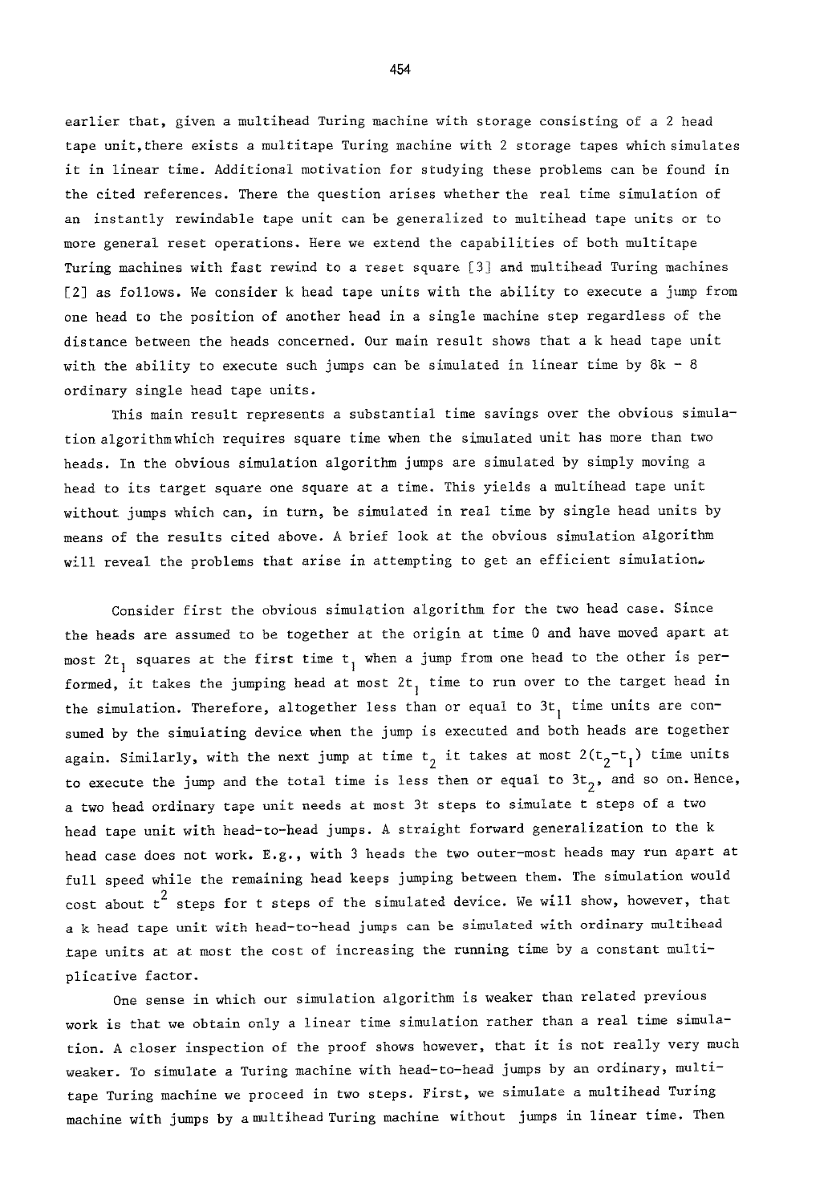earlier that, given a multihead Turing machine with storage consisting of a 2 head tape unit, there exists a multitape Turing machine with 2 storage tapes which simulates it in linear time. Additional motivation for studying these problems can be found in the cited references. There the question arises whether the real time simulation of an instantly rewindable tape unit can be generalized to multihead tape units or to more general reset operations. Here we extend the capabilities of both multitape Turing machines with fast rewind to a reset square [3] and multihead Turing machines [2] as follows. We consider k head tape units with the ability to execute a jump from one head to the position of another head in a single machine step regardless of the distance between the heads concerned. Our main result shows that a k head tape unit with the ability to execute such jumps can be simulated in linear time by $8k - 8$ ordinary single head tape units.

This main result represents a substantial time savings over the obvious simulation algorithm which requires square time when the simulated unit has more than two heads. In the obvious simulation algorithm jumps are simulated by simply moving a head to its target square one square at a time. This yields a multihead tape unit without jumps which can, in turn, be simulated in real time by single head units by means of the results cited above. A brief look at the obvious simulation algorithm will reveal the problems that arise in attempting to get an efficient simulation.

Consider first the obvious simulation algorithm for the two head case. Since the heads are assumed to be together at the origin at time 0 and have moved apart at most $2t_1$ squares at the first time $t_1$ when a jump from one head to the other is performed, it takes the jumping head at most $2t_1$ time to run over to the target head in the simulation. Therefore, altogether less than or equal to $3t_1$ time units are consumed by the simulating device when the jump is executed and both heads are together again. Similarly, with the next jump at time $t_2$ it takes at most $2(t_2-t_1)$ time units to execute the jump and the total time is less then or equal to $3t_2$, and so on. Hence, a two head ordinary tape unit needs at most $3t$ steps to simulate $t$ steps of a two head tape unit with head-to-head jumps. A straight forward generalization to the k head case does not work. E.g., with 3 heads the two outer-most heads may run apart at full speed while the remaining head keeps jumping between them. The simulation would cost about $t^2$ steps for $t$ steps of the simulated device. We will show, however, that a k head tape unit with head-to-head jumps can be simulated with ordinary multihead tape units at at most the cost of increasing the running time by a constant multiplicative factor.

One sense in which our simulation algorithm is weaker than related previous work is that we obtain only a linear time simulation rather than a real time simulation. A closer inspection of the proof shows however, that it is not really very much weaker. To simulate a Turing machine with head-to-head jumps by an ordinary, multitape Turing machine we proceed in two steps. First, we simulate a multihead Turing machine with jumps by a multihead Turing machine without jumps in linear time. Then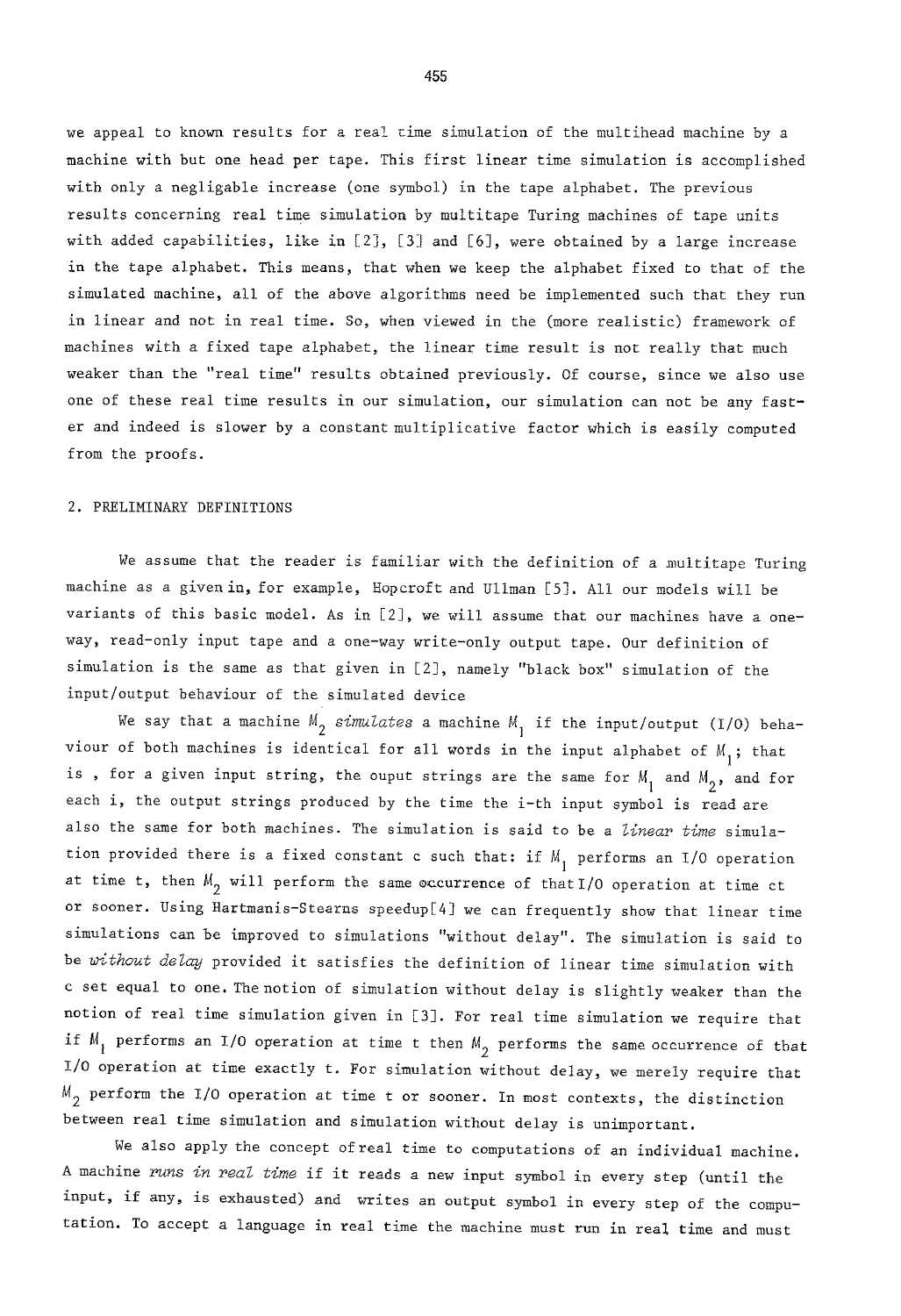we appeal to known results for a real time simulation of the multihead machine by a machine with but one head per tape. This first linear time simulation is accomplished with only a negligable increase (one symbol) in the tape alphabet. The previous results concerning real time simulation by multitape Turing machines of tape units with added capabilities, like in [2], [3] and [6], were obtained by a large increase in the tape alphabet. This means, that when we keep the alphabet fixed to that of the simulated machine, all of the above algorithms need be implemented such that they run in linear and not in real time. So, when viewed in the (more realistic) framework of machines with a fixed tape alphabet, the linear time result is not really that much weaker than the "real time" results obtained previously. Of course, since we also use one of these real time results in our simulation, our simulation can not be any faster and indeed is slower by a constant multiplicative factor which is easily computed from the proofs.

## 2. PRELIMINARY DEFINITIONS

We assume that the reader is familiar with the definition of a multitape Turing machine as a given in, for example, Hopcroft and Ullman [5]. All our models will be variants of this basic model. As in [2], we will assume that our machines have a one-way, read-only input tape and a one-way write-only output tape. Our definition of simulation is the same as that given in [2], namely "black box" simulation of the input/output behaviour of the simulated device

We say that a machine $M_2$ *simulates* a machine $M_1$ if the input/output (I/O) behaviour of both machines is identical for all words in the input alphabet of $M_1$; that is , for a given input string, the ouput strings are the same for $M_1$ and $M_2$, and for each i, the output strings produced by the time the i-th input symbol is read are also the same for both machines. The simulation is said to be a *linear time* simulation provided there is a fixed constant c such that: if $M_1$ performs an I/O operation at time t, then $M_2$ will perform the same occurrence of that I/O operation at time ct or sooner. Using Hartmanis-Stearns speedup[4] we can frequently show that linear time simulations can be improved to simulations "without delay". The simulation is said to be *without delay* provided it satisfies the definition of linear time simulation with c set equal to one. The notion of simulation without delay is slightly weaker than the notion of real time simulation given in [3]. For real time simulation we require that if $M_1$ performs an I/O operation at time t then $M_2$ performs the same occurrence of that I/O operation at time exactly t. For simulation without delay, we merely require that $M_2$ perform the I/O operation at time t or sooner. In most contexts, the distinction between real time simulation and simulation without delay is unimportant.

We also apply the concept of real time to computations of an individual machine. A machine *runs in real time* if it reads a new input symbol in every step (until the input, if any, is exhausted) and writes an output symbol in every step of the computation. To accept a language in real time the machine must run in real time and must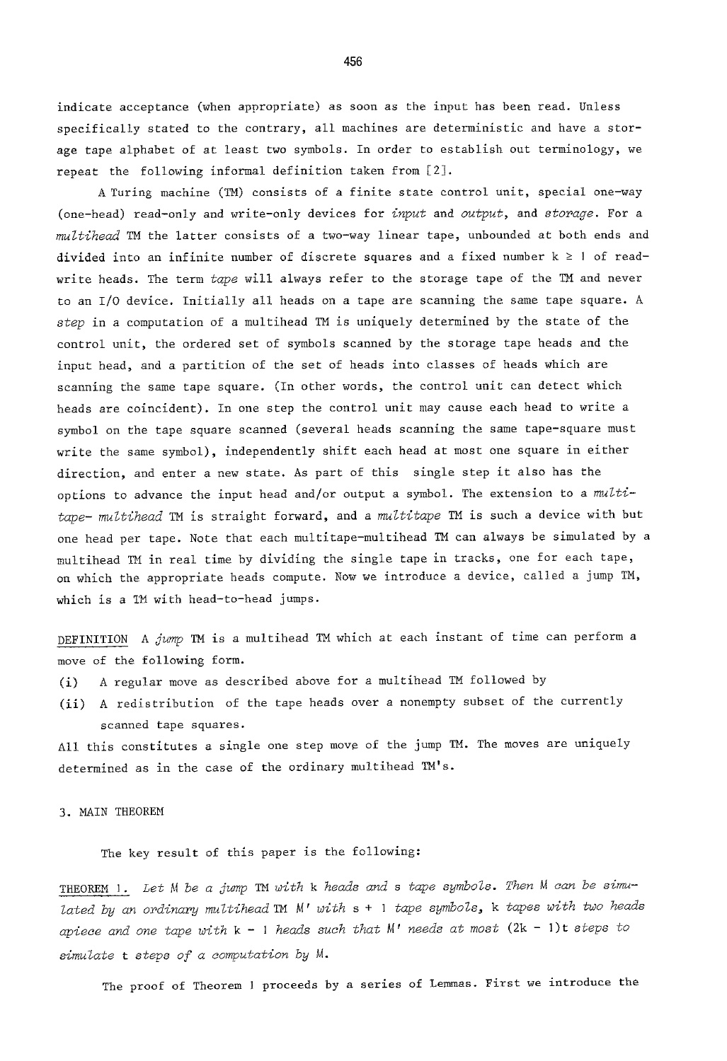indicate acceptance (when appropriate) as soon as the input has been read. Unless specifically stated to the contrary, all machines are deterministic and have a storage tape alphabet of at least two symbols. In order to establish out terminology, we repeat the following informal definition taken from [2].

A Turing machine (TM) consists of a finite state control unit, special one-way (one-head) read-only and write-only devices for *input* and *output*, and *storage*. For a *multihead* TM the latter consists of a two-way linear tape, unbounded at both ends and divided into an infinite number of discrete squares and a fixed number $k \geq 1$ of read-write heads. The term *tape* will always refer to the storage tape of the TM and never to an I/O device. Initially all heads on a tape are scanning the same tape square. A *step* in a computation of a multihead TM is uniquely determined by the state of the control unit, the ordered set of symbols scanned by the storage tape heads and the input head, and a partition of the set of heads into classes of heads which are scanning the same tape square. (In other words, the control unit can detect which heads are coincident). In one step the control unit may cause each head to write a symbol on the tape square scanned (several heads scanning the same tape-square must write the same symbol), independently shift each head at most one square in either direction, and enter a new state. As part of this single step it also has the options to advance the input head and/or output a symbol. The extension to a *multitape- multihead* TM is straight forward, and a *multitape* TM is such a device with but one head per tape. Note that each multitape-multihead TM can always be simulated by a multihead TM in real time by dividing the single tape in tracks, one for each tape, on which the appropriate heads compute. Now we introduce a device, called a jump TM, which is a TM with head-to-head jumps.

<u>DEFINITION</u> A *jump* TM is a multihead TM which at each instant of time can perform a move of the following form.

(i) A regular move as described above for a multihead TM followed by

(ii) A redistribution of the tape heads over a nonempty subset of the currently scanned tape squares.

All this constitutes a single one step move of the jump TM. The moves are uniquely determined as in the case of the ordinary multihead TM's.

## 3. MAIN THEOREM

The key result of this paper is the following:

<u>THEOREM 1.</u> *Let* $M$ *be a jump* TM *with* $k$ *heads and* $s$ *tape symbols. Then* $M$ *can be simulated by an ordinary multihead* TM $M'$ *with* $s + 1$ *tape symbols,* $k$ *tapes with two heads apiece and one tape with* $k - 1$ *heads such that* $M'$ *needs at most* $(2k - 1)t$ *steps to simulate* $t$ *steps of a computation by* $M$.

The proof of Theorem 1 proceeds by a series of Lemmas. First we introduce the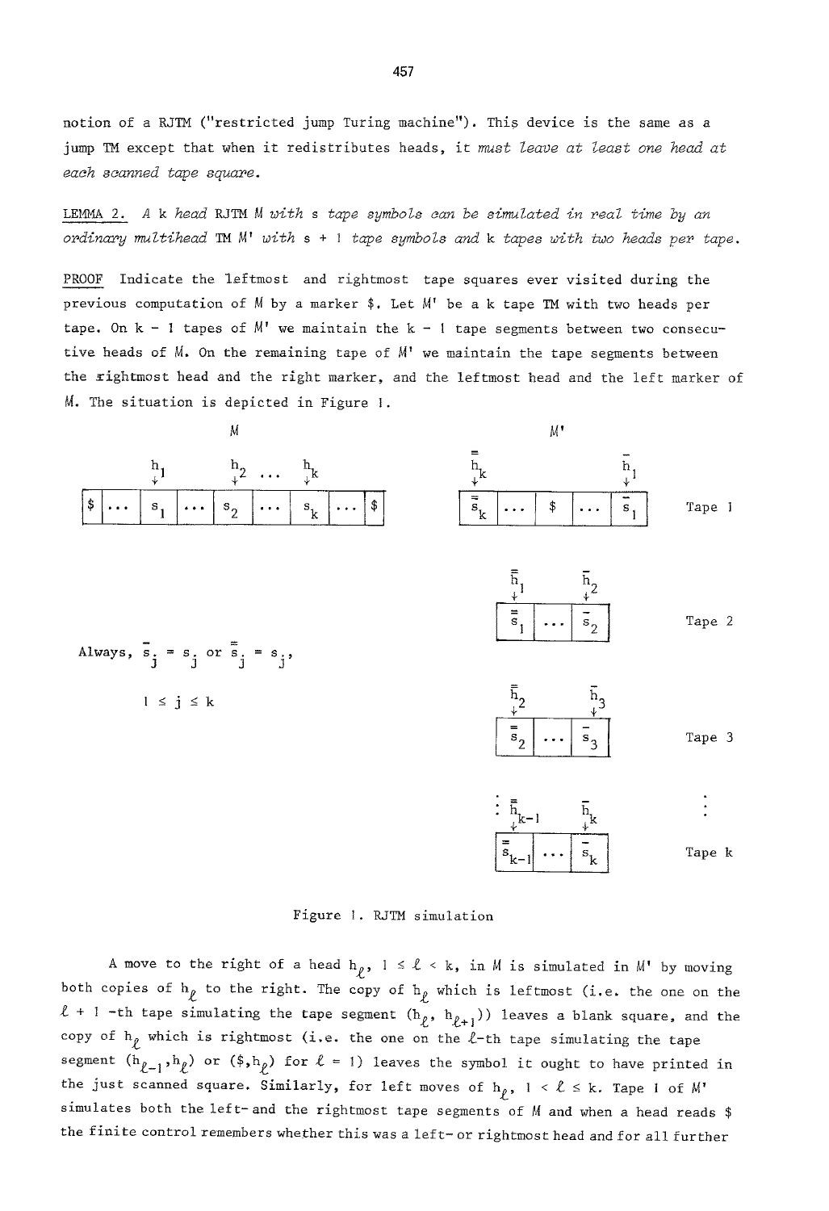notion of a RJTM ("restricted jump Turing machine"). This device is the same as a jump TM except that when it redistributes heads, it *must leave at least one head at each scanned tape square*.

LEMMA 2. *A k head RJTM M with s tape symbols can be simulated in real time by an ordinary multihead TM M' with s + 1 tape symbols and k tapes with two heads per tape.*

PROOF Indicate the leftmost and rightmost tape squares ever visited during the previous computation of $M$ by a marker \$. Let $M'$ be a k tape TM with two heads per tape. On k − 1 tapes of $M'$ we maintain the k − 1 tape segments between two consecutive heads of $M$. On the remaining tape of $M'$ we maintain the tape segments between the rightmost head and the right marker, and the leftmost head and the left marker of $M$. The situation is depicted in Figure 1.

$M$

| $h_1$ | | $h_2$ ... | | $h_k$ | |
|---|---|---|---|---|---|

| \$ | ... | $s_1$ | ... | $s_2$ | ... | $s_k$ | ... | \$ |
|---|---|---|---|---|---|---|---|---|

Always, $\bar{s}_j = s_j$ or $\bar{\bar{s}}_j = s_j$, $1 \le j \le k$

$M'$

Tape 1: heads $\bar{\bar{h}}_k$ and $\bar{h}_1$

| $\bar{\bar{s}}_k$ | ... | \$ | ... | $\bar{s}_1$ |
|---|---|---|---|---|

Tape 2: heads $\bar{\bar{h}}_1$ and $\bar{h}_2$

| $\bar{\bar{s}}_1$ | ... | $\bar{s}_2$ |
|---|---|---|

Tape 3: heads $\bar{\bar{h}}_2$ and $\bar{h}_3$

| $\bar{\bar{s}}_2$ | ... | $\bar{s}_3$ |
|---|---|---|

⋮

Tape k: heads $\bar{\bar{h}}_{k-1}$ and $\bar{h}_k$

| $\bar{\bar{s}}_{k-1}$ | ... | $\bar{s}_k$ |
|---|---|---|

Figure 1. RJTM simulation

A move to the right of a head $h_\ell$, $1 \le \ell < k$, in $M$ is simulated in $M'$ by moving both copies of $h_\ell$ to the right. The copy of $h_\ell$ which is leftmost (i.e. the one on the $\ell + 1$ -th tape simulating the tape segment $(h_\ell, h_{\ell+1})$) leaves a blank square, and the copy of $h_\ell$ which is rightmost (i.e. the one on the $\ell$-th tape simulating the tape segment $(h_{\ell-1}, h_\ell)$ or $(\$, h_\ell)$ for $\ell = 1$) leaves the symbol it ought to have printed in the just scanned square. Similarly, for left moves of $h_\ell$, $1 < \ell \le k$. Tape 1 of $M'$ simulates both the left- and the rightmost tape segments of $M$ and when a head reads \$ the finite control remembers whether this was a left- or rightmost head and for all further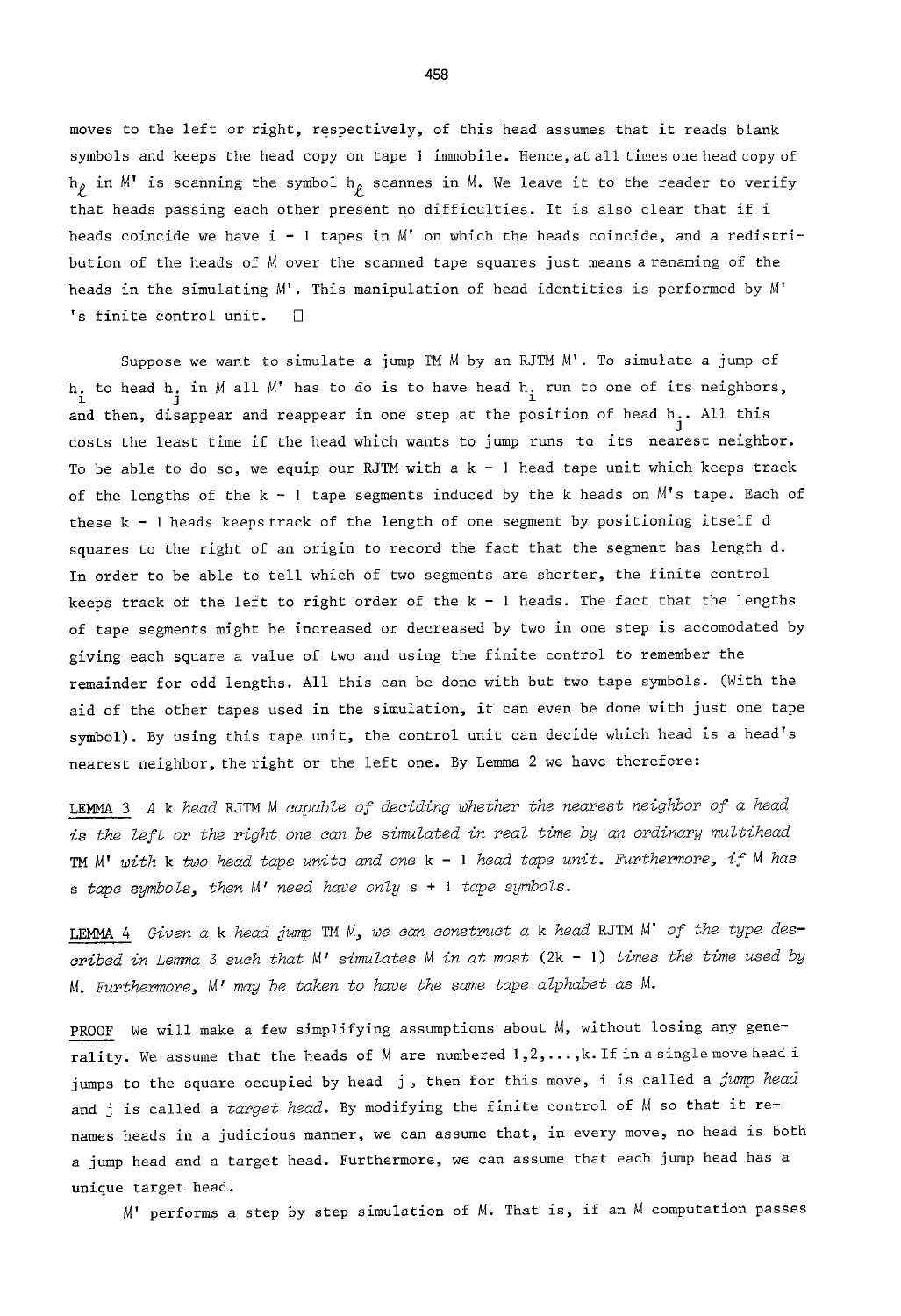moves to the left or right, respectively, of this head assumes that it reads blank symbols and keeps the head copy on tape 1 immobile. Hence, at all times one head copy of $h_\ell$ in $M'$ is scanning the symbol $h_\ell$ scannes in $M$. We leave it to the reader to verify that heads passing each other present no difficulties. It is also clear that if i heads coincide we have $i - 1$ tapes in $M'$ on which the heads coincide, and a redistribution of the heads of $M$ over the scanned tape squares just means a renaming of the heads in the simulating $M'$. This manipulation of head identities is performed by $M'$'s finite control unit. □

Suppose we want to simulate a jump TM $M$ by an RJTM $M'$. To simulate a jump of $h_i$ to head $h_j$ in $M$ all $M'$ has to do is to have head $h_i$ run to one of its neighbors, and then, disappear and reappear in one step at the position of head $h_j$. All this costs the least time if the head which wants to jump runs to its nearest neighbor. To be able to do so, we equip our RJTM with a $k - 1$ head tape unit which keeps track of the lengths of the $k - 1$ tape segments induced by the k heads on $M$'s tape. Each of these $k - 1$ heads keeps track of the length of one segment by positioning itself d squares to the right of an origin to record the fact that the segment has length d. In order to be able to tell which of two segments are shorter, the finite control keeps track of the left to right order of the $k - 1$ heads. The fact that the lengths of tape segments might be increased or decreased by two in one step is accomodated by giving each square a value of two and using the finite control to remember the remainder for odd lengths. All this can be done with but two tape symbols. (With the aid of the other tapes used in the simulation, it can even be done with just one tape symbol). By using this tape unit, the control unit can decide which head is a head's nearest neighbor, the right or the left one. By Lemma 2 we have therefore:

LEMMA 3 *A* k *head* RJTM *M capable of deciding whether the nearest neighbor of a head is the left or the right one can be simulated in real time by an ordinary multihead* TM *M' with* k *two head tape units and one* $k - 1$ *head tape unit. Furthermore, if M has* s *tape symbols, then M' need have only* $s + 1$ *tape symbols.*

LEMMA 4 *Given a* k *head jump* TM *M, we can construct a* k *head* RJTM *M' of the type described in Lemma 3 such that M' simulates M in at most* $(2k - 1)$ *times the time used by M. Furthermore, M' may be taken to have the same tape alphabet as M.*

PROOF We will make a few simplifying assumptions about $M$, without losing any generality. We assume that the heads of $M$ are numbered $1,2,\ldots,k$. If in a single move head i jumps to the square occupied by head j, then for this move, i is called a *jump head* and j is called a *target head*. By modifying the finite control of $M$ so that it renames heads in a judicious manner, we can assume that, in every move, no head is both a jump head and a target head. Furthermore, we can assume that each jump head has a unique target head.

$M'$ performs a step by step simulation of $M$. That is, if an $M$ computation passes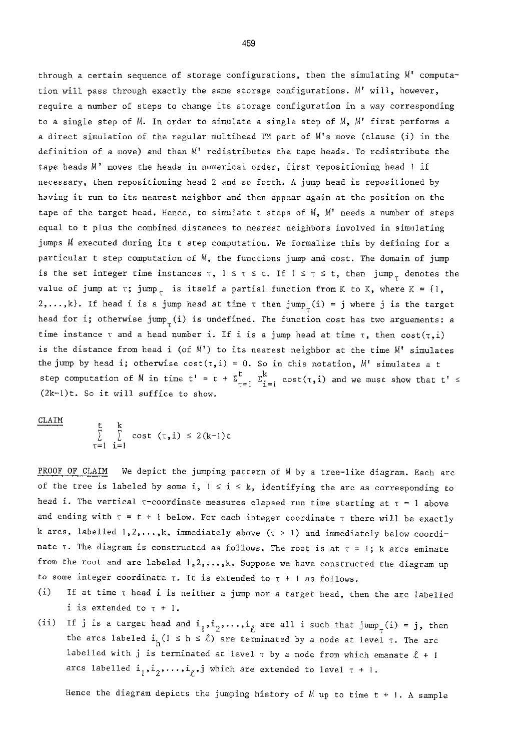through a certain sequence of storage configurations, then the simulating $M'$ computation will pass through exactly the same storage configurations. $M'$ will, however, require a number of steps to change its storage configuration in a way corresponding to a single step of $M$. In order to simulate a single step of $M$, $M'$ first performs a a direct simulation of the regular multihead TM part of $M$'s move (clause (i) in the definition of a move) and then $M'$ redistributes the tape heads. To redistribute the tape heads $M'$ moves the heads in numerical order, first repositioning head 1 if necessary, then repositioning head 2 and so forth. A jump head is repositioned by having it run to its nearest neighbor and then appear again at the position on the tape of the target head. Hence, to simulate t steps of $M$, $M'$ needs a number of steps equal to t plus the combined distances to nearest neighbors involved in simulating jumps $M$ executed during its t step computation. We formalize this by defining for a particular t step computation of $M$, the functions jump and cost. The domain of jump is the set integer time instances $\tau$, $1 \le \tau \le t$. If $1 \le \tau \le t$, then $\text{jump}_\tau$ denotes the value of jump at $\tau$; $\text{jump}_\tau$ is itself a partial function from K to K, where $K = \{1, 2,\ldots,k\}$. If head i is a jump head at time $\tau$ then $\text{jump}_\tau(i) = j$ where j is the target head for i; otherwise $\text{jump}_\tau(i)$ is undefined. The function cost has two arguements: a time instance $\tau$ and a head number i. If i is a jump head at time $\tau$, then $\text{cost}(\tau,i)$ is the distance from head i (of $M'$) to its nearest neighbor at the time $M'$ simulates the jump by head i; otherwise $\text{cost}(\tau,i) = 0$. So in this notation, $M'$ simulates a t step computation of $M$ in time $t' = t + \Sigma_{\tau=1}^{t} \Sigma_{i=1}^{k} \text{cost}(\tau,i)$ and we must show that $t' \le (2k-1)t$. So it will suffice to show.

<u>CLAIM</u>

$$\sum_{\tau=1}^{t} \sum_{i=1}^{k} \text{cost}(\tau,i) \le 2(k-1)t$$

<u>PROOF OF CLAIM</u> We depict the jumping pattern of $M$ by a tree-like diagram. Each arc of the tree is labeled by some i, $1 \le i \le k$, identifying the arc as corresponding to head i. The vertical $\tau$-coordinate measures elapsed run time starting at $\tau = 1$ above and ending with $\tau = t + 1$ below. For each integer coordinate $\tau$ there will be exactly k arcs, labelled $1,2,\ldots,k$, immediately above ($\tau > 1$) and immediately below coordinate $\tau$. The diagram is constructed as follows. The root is at $\tau = 1$; k arcs eminate from the root and are labeled $1,2,\ldots,k$. Suppose we have constructed the diagram up to some integer coordinate $\tau$. It is extended to $\tau + 1$ as follows.

(i) If at time $\tau$ head i is neither a jump nor a target head, then the arc labelled i is extended to $\tau + 1$.

(ii) If j is a target head and $i_1,i_2,\ldots,i_\ell$ are all i such that $\text{jump}_\tau(i) = j$, then the arcs labeled $i_h (1 \le h \le \ell)$ are terminated by a node at level $\tau$. The arc labelled with j is terminated at level $\tau$ by a node from which emanate $\ell + 1$ arcs labelled $i_1,i_2,\ldots,i_\ell,j$ which are extended to level $\tau + 1$.

Hence the diagram depicts the jumping history of $M$ up to time $t + 1$. A sample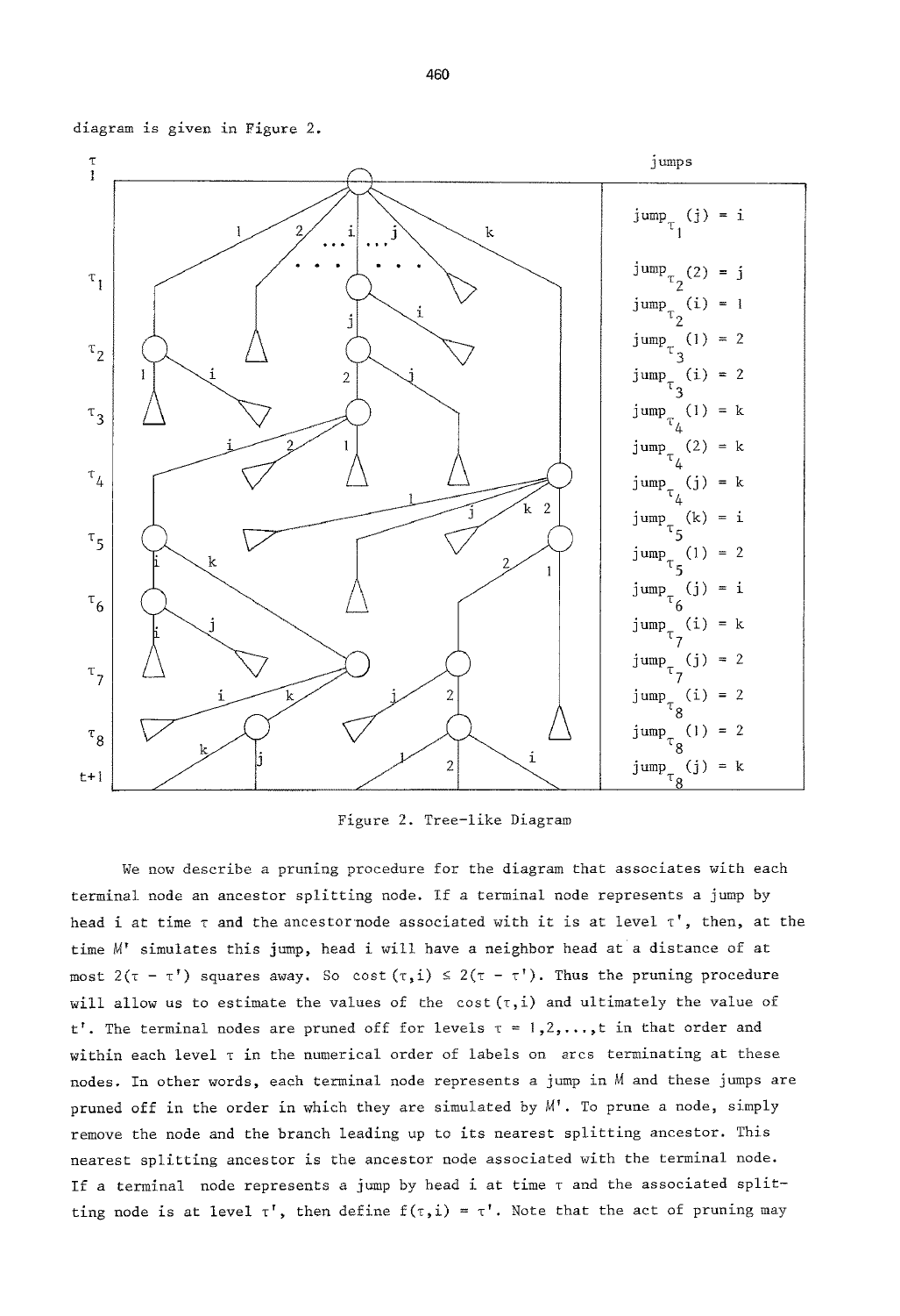diagram is given in Figure 2.

| jumps |
|---|
| $\text{jump}_{\tau_1}(j) = i$ |
| $\text{jump}_{\tau_2}(2) = j$ |
| $\text{jump}_{\tau_2}(i) = 1$ |
| $\text{jump}_{\tau_3}(1) = 2$ |
| $\text{jump}_{\tau_3}(i) = 2$ |
| $\text{jump}_{\tau_4}(1) = k$ |
| $\text{jump}_{\tau_4}(2) = k$ |
| $\text{jump}_{\tau_4}(j) = k$ |
| $\text{jump}_{\tau_5}(k) = i$ |
| $\text{jump}_{\tau_5}(1) = 2$ |
| $\text{jump}_{\tau_6}(j) = i$ |
| $\text{jump}_{\tau_7}(i) = k$ |
| $\text{jump}_{\tau_7}(j) = 2$ |
| $\text{jump}_{\tau_8}(i) = 2$ |
| $\text{jump}_{\tau_8}(1) = 2$ |
| $\text{jump}_{\tau_8}(j) = k$ |

Figure 2. Tree-like Diagram

We now describe a pruning procedure for the diagram that associates with each terminal node an ancestor splitting node. If a terminal node represents a jump by head i at time $\tau$ and the ancestor node associated with it is at level $\tau'$, then, at the time $M'$ simulates this jump, head i will have a neighbor head at a distance of at most $2(\tau - \tau')$ squares away. So $\text{cost}(\tau,i) \leq 2(\tau - \tau')$. Thus the pruning procedure will allow us to estimate the values of the $\text{cost}(\tau,i)$ and ultimately the value of $t'$. The terminal nodes are pruned off for levels $\tau = 1,2,\ldots,t$ in that order and within each level $\tau$ in the numerical order of labels on arcs terminating at these nodes. In other words, each terminal node represents a jump in $M$ and these jumps are pruned off in the order in which they are simulated by $M'$. To prune a node, simply remove the node and the branch leading up to its nearest splitting ancestor. This nearest splitting ancestor is the ancestor node associated with the terminal node. If a terminal node represents a jump by head i at time $\tau$ and the associated splitting node is at level $\tau'$, then define $f(\tau,i) = \tau'$. Note that the act of pruning may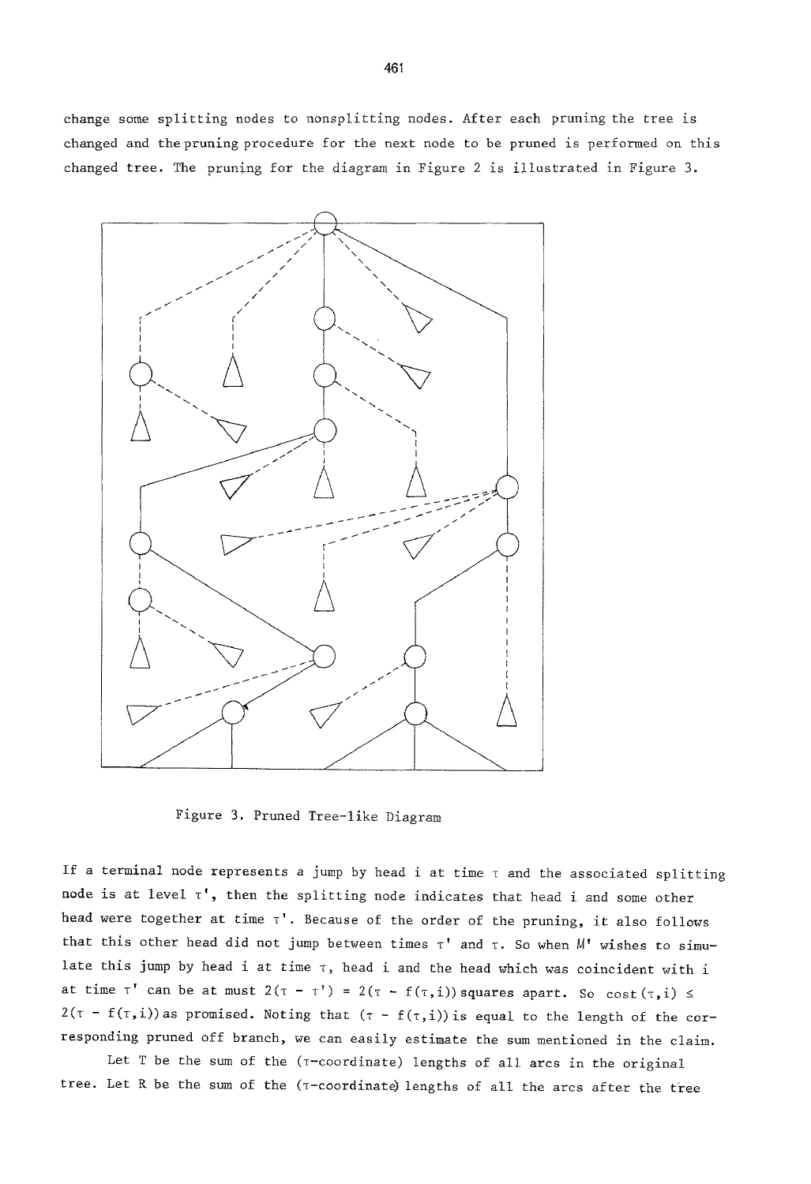change some splitting nodes to nonsplitting nodes. After each pruning the tree is changed and the pruning procedure for the next node to be pruned is performed on this changed tree. The pruning for the diagram in Figure 2 is illustrated in Figure 3.

Figure 3. Pruned Tree-like Diagram

If a terminal node represents a jump by head i at time $\tau$ and the associated splitting node is at level $\tau'$, then the splitting node indicates that head i and some other head were together at time $\tau'$. Because of the order of the pruning, it also follows that this other head did not jump between times $\tau'$ and $\tau$. So when $M'$ wishes to simulate this jump by head i at time $\tau$, head i and the head which was coincident with i at time $\tau'$ can be at must $2(\tau - \tau') = 2(\tau - f(\tau,i))$ squares apart. So $\text{cost}(\tau,i) \leq 2(\tau - f(\tau,i))$ as promised. Noting that $(\tau - f(\tau,i))$ is equal to the length of the corresponding pruned off branch, we can easily estimate the sum mentioned in the claim.

Let T be the sum of the ($\tau$-coordinate) lengths of all arcs in the original tree. Let R be the sum of the ($\tau$-coordinate) lengths of all the arcs after the tree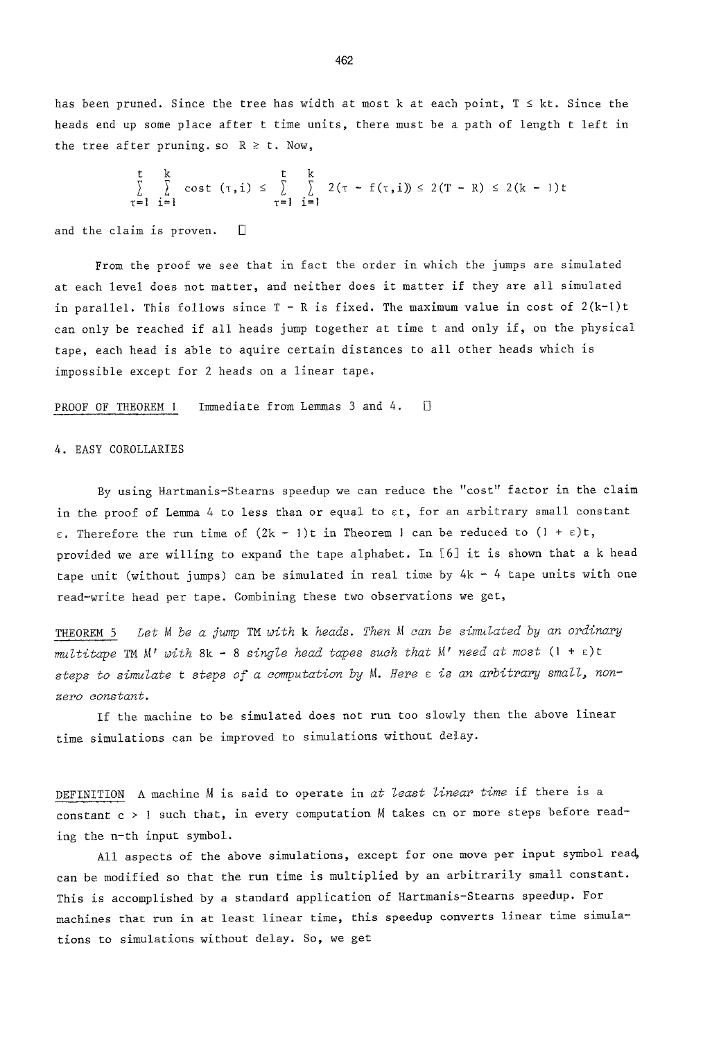has been pruned. Since the tree has width at most k at each point, $T \leq kt$. Since the heads end up some place after t time units, there must be a path of length t left in the tree after pruning. so $R \geq t$. Now,

$$\sum_{\tau=1}^{t} \sum_{i=1}^{k} \text{cost}(\tau,i) \leq \sum_{\tau=1}^{t} \sum_{i=1}^{k} 2(\tau - f(\tau,i)) \leq 2(T - R) \leq 2(k - 1)t$$

and the claim is proven. □

From the proof we see that in fact the order in which the jumps are simulated at each level does not matter, and neither does it matter if they are all simulated in parallel. This follows since $T - R$ is fixed. The maximum value in cost of $2(k-1)t$ can only be reached if all heads jump together at time t and only if, on the physical tape, each head is able to aquire certain distances to all other heads which is impossible except for 2 heads on a linear tape.

PROOF OF THEOREM 1 Immediate from Lemmas 3 and 4. □

## 4. EASY COROLLARIES

By using Hartmanis-Stearns speedup we can reduce the "cost" factor in the claim in the proof of Lemma 4 to less than or equal to $\varepsilon t$, for an arbitrary small constant $\varepsilon$. Therefore the run time of $(2k - 1)t$ in Theorem 1 can be reduced to $(1 + \varepsilon)t$, provided we are willing to expand the tape alphabet. In [6] it is shown that a k head tape unit (without jumps) can be simulated in real time by $4k - 4$ tape units with one read-write head per tape. Combining these two observations we get,

THEOREM 5 *Let M be a jump TM with k heads. Then M can be simulated by an ordinary multitape TM M' with $8k - 8$ single head tapes such that M' need at most $(1 + \varepsilon)t$ steps to simulate t steps of a computation by M. Here $\varepsilon$ is an arbitrary small, non-zero constant.*

If the machine to be simulated does not run too slowly then the above linear time simulations can be improved to simulations without delay.

DEFINITION A machine M is said to operate in *at least linear time* if there is a constant $c > 1$ such that, in every computation M takes cn or more steps before reading the n-th input symbol.

All aspects of the above simulations, except for one move per input symbol read, can be modified so that the run time is multiplied by an arbitrarily small constant. This is accomplished by a standard application of Hartmanis-Stearns speedup. For machines that run in at least linear time, this speedup converts linear time simulations to simulations without delay. So, we get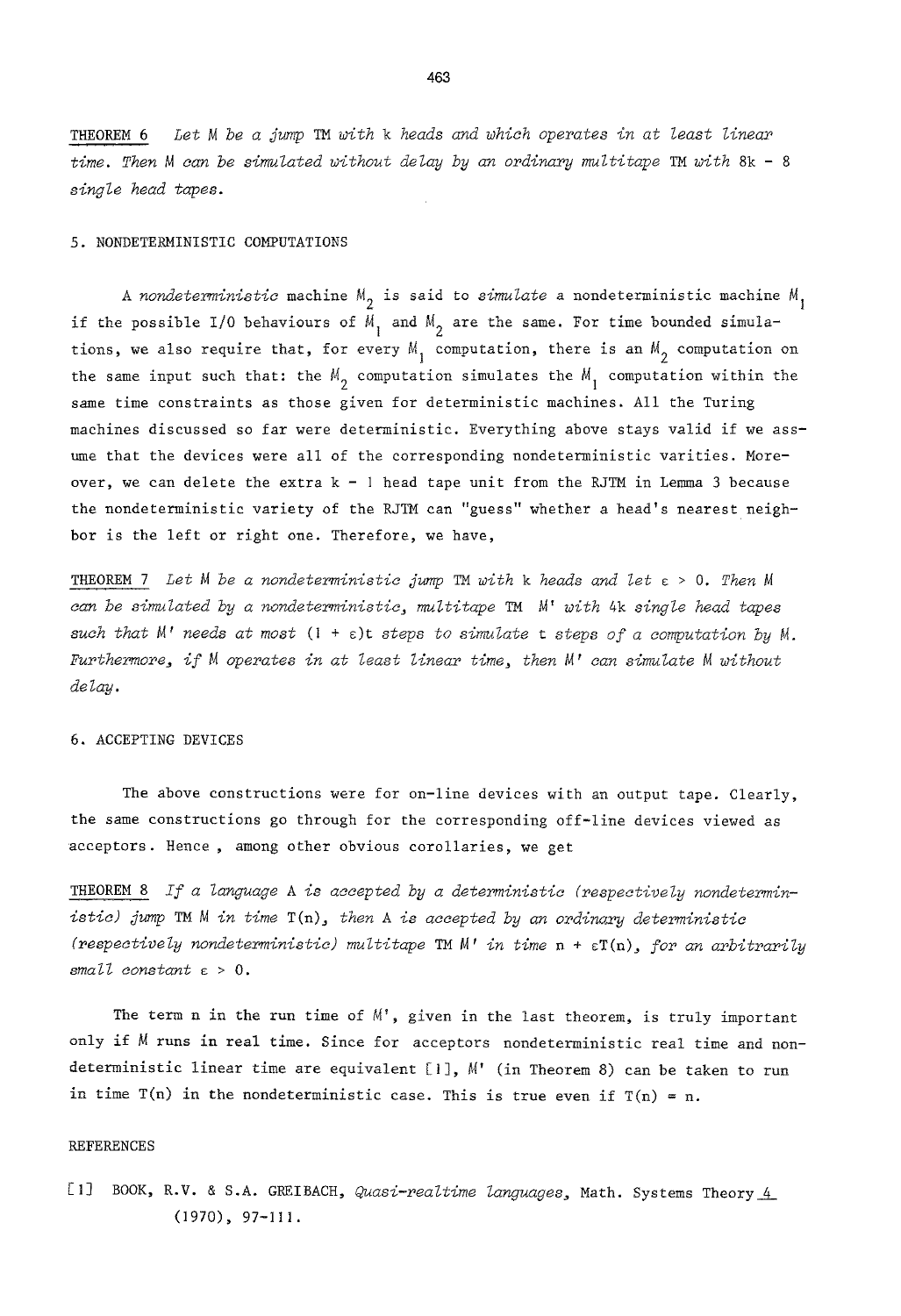<u>THEOREM 6</u> *Let M be a jump TM with k heads and which operates in at least linear time. Then M can be simulated without delay by an ordinary multitape TM with 8k - 8 single head tapes.*

## 5. NONDETERMINISTIC COMPUTATIONS

A *nondeterministic* machine $M_2$ is said to *simulate* a nondeterministic machine $M_1$ if the possible I/O behaviours of $M_1$ and $M_2$ are the same. For time bounded simulations, we also require that, for every $M_1$ computation, there is an $M_2$ computation on the same input such that: the $M_2$ computation simulates the $M_1$ computation within the same time constraints as those given for deterministic machines. All the Turing machines discussed so far were deterministic. Everything above stays valid if we assume that the devices were all of the corresponding nondeterministic varities. Moreover, we can delete the extra k - 1 head tape unit from the RJTM in Lemma 3 because the nondeterministic variety of the RJTM can "guess" whether a head's nearest neighbor is the left or right one. Therefore, we have,

<u>THEOREM 7</u> *Let M be a nondeterministic jump TM with k heads and let $\varepsilon > 0$. Then M can be simulated by a nondeterministic, multitape TM M' with 4k single head tapes such that M' needs at most $(1 + \varepsilon)t$ steps to simulate t steps of a computation by M. Furthermore, if M operates in at least linear time, then M' can simulate M without delay.*

## 6. ACCEPTING DEVICES

The above constructions were for on-line devices with an output tape. Clearly, the same constructions go through for the corresponding off-line devices viewed as acceptors. Hence , among other obvious corollaries, we get

<u>THEOREM 8</u> *If a language A is accepted by a deterministic (respectively nondeterministic) jump TM M in time T(n), then A is accepted by an ordinary deterministic (respectively nondeterministic) multitape TM M' in time $n + \varepsilon T(n)$, for an arbitrarily small constant $\varepsilon > 0$.*

The term n in the run time of M', given in the last theorem, is truly important only if M runs in real time. Since for acceptors nondeterministic real time and nondeterministic linear time are equivalent [1], M' (in Theorem 8) can be taken to run in time T(n) in the nondeterministic case. This is true even if $T(n) = n$.

## REFERENCES

[1] BOOK, R.V. & S.A. GREIBACH, *Quasi-realtime languages*, Math. Systems Theory <u>4</u> (1970), 97-111.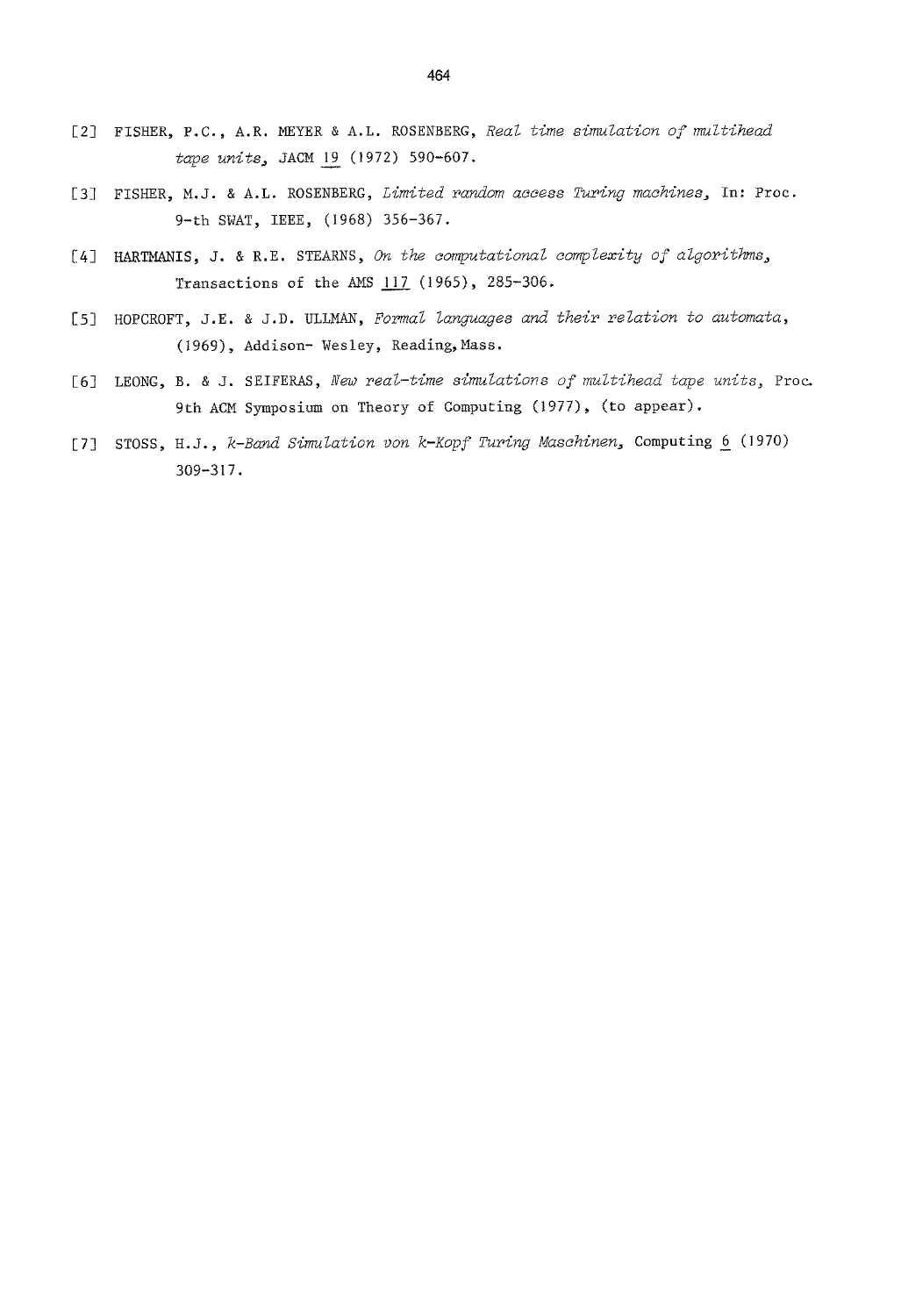[2] FISHER, P.C., A.R. MEYER & A.L. ROSENBERG, *Real time simulation of multihead tape units*, JACM 19 (1972) 590-607.

[3] FISHER, M.J. & A.L. ROSENBERG, *Limited random access Turing machines*, In: Proc. 9-th SWAT, IEEE, (1968) 356-367.

[4] HARTMANIS, J. & R.E. STEARNS, *On the computational complexity of algorithms*, Transactions of the AMS 117 (1965), 285-306.

[5] HOPCROFT, J.E. & J.D. ULLMAN, *Formal languages and their relation to automata*, (1969), Addison- Wesley, Reading, Mass.

[6] LEONG, B. & J. SEIFERAS, *New real-time simulations of multihead tape units*, Proc. 9th ACM Symposium on Theory of Computing (1977), (to appear).

[7] STOSS, H.J., *k-Band Simulation von k-Kopf Turing Maschinen*, Computing 6 (1970) 309-317.